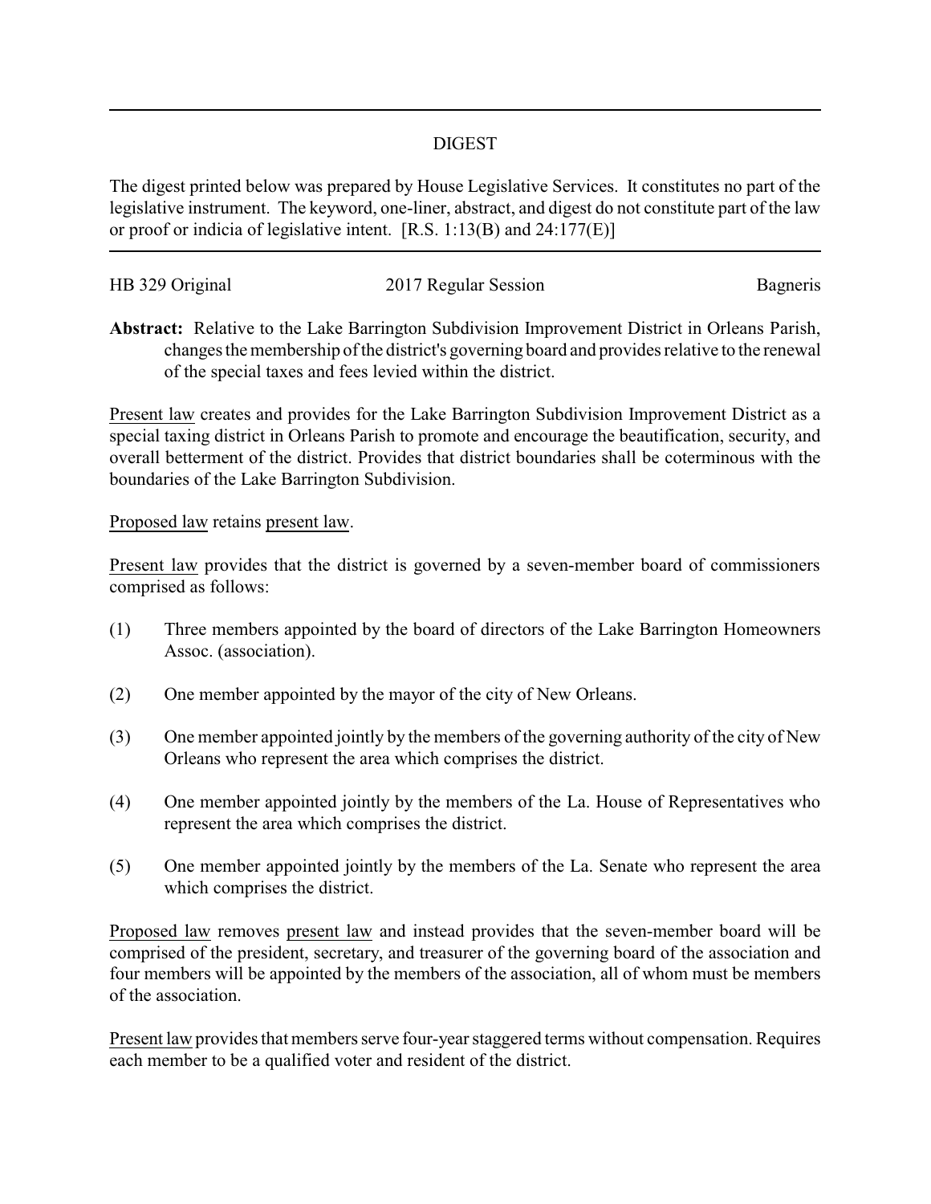# DIGEST

The digest printed below was prepared by House Legislative Services. It constitutes no part of the legislative instrument. The keyword, one-liner, abstract, and digest do not constitute part of the law or proof or indicia of legislative intent. [R.S. 1:13(B) and 24:177(E)]

HB 329 Original | 2017 Regular Session | Bagneris

**Abstract:** Relative to the Lake Barrington Subdivision Improvement District in Orleans Parish, changes the membership of the district's governing board and provides relative to the renewal of the special taxes and fees levied within the district.

Present law creates and provides for the Lake Barrington Subdivision Improvement District as a special taxing district in Orleans Parish to promote and encourage the beautification, security, and overall betterment of the district. Provides that district boundaries shall be coterminous with the boundaries of the Lake Barrington Subdivision.

Proposed law retains present law.

Present law provides that the district is governed by a seven-member board of commissioners comprised as follows:

(1) Three members appointed by the board of directors of the Lake Barrington Homeowners Assoc. (association).

(2) One member appointed by the mayor of the city of New Orleans.

(3) One member appointed jointly by the members of the governing authority of the city of New Orleans who represent the area which comprises the district.

(4) One member appointed jointly by the members of the La. House of Representatives who represent the area which comprises the district.

(5) One member appointed jointly by the members of the La. Senate who represent the area which comprises the district.

Proposed law removes present law and instead provides that the seven-member board will be comprised of the president, secretary, and treasurer of the governing board of the association and four members will be appointed by the members of the association, all of whom must be members of the association.

Present law provides that members serve four-year staggered terms without compensation. Requires each member to be a qualified voter and resident of the district.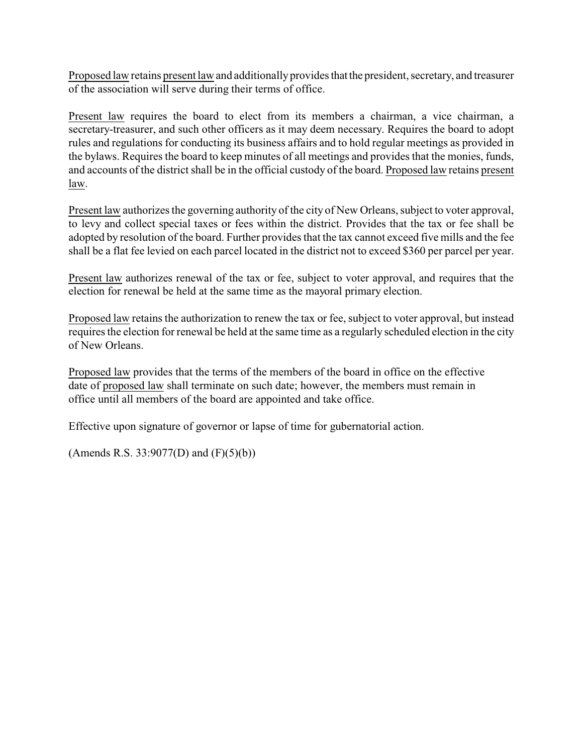Proposed law retains present law and additionally provides that the president, secretary, and treasurer of the association will serve during their terms of office.

Present law requires the board to elect from its members a chairman, a vice chairman, a secretary-treasurer, and such other officers as it may deem necessary. Requires the board to adopt rules and regulations for conducting its business affairs and to hold regular meetings as provided in the bylaws. Requires the board to keep minutes of all meetings and provides that the monies, funds, and accounts of the district shall be in the official custody of the board. Proposed law retains present law.

Present law authorizes the governing authority of the city of New Orleans, subject to voter approval, to levy and collect special taxes or fees within the district. Provides that the tax or fee shall be adopted by resolution of the board. Further provides that the tax cannot exceed five mills and the fee shall be a flat fee levied on each parcel located in the district not to exceed $360 per parcel per year.

Present law authorizes renewal of the tax or fee, subject to voter approval, and requires that the election for renewal be held at the same time as the mayoral primary election.

Proposed law retains the authorization to renew the tax or fee, subject to voter approval, but instead requires the election for renewal be held at the same time as a regularly scheduled election in the city of New Orleans.

Proposed law provides that the terms of the members of the board in office on the effective date of proposed law shall terminate on such date; however, the members must remain in office until all members of the board are appointed and take office.

Effective upon signature of governor or lapse of time for gubernatorial action.

(Amends R.S. 33:9077(D) and (F)(5)(b))